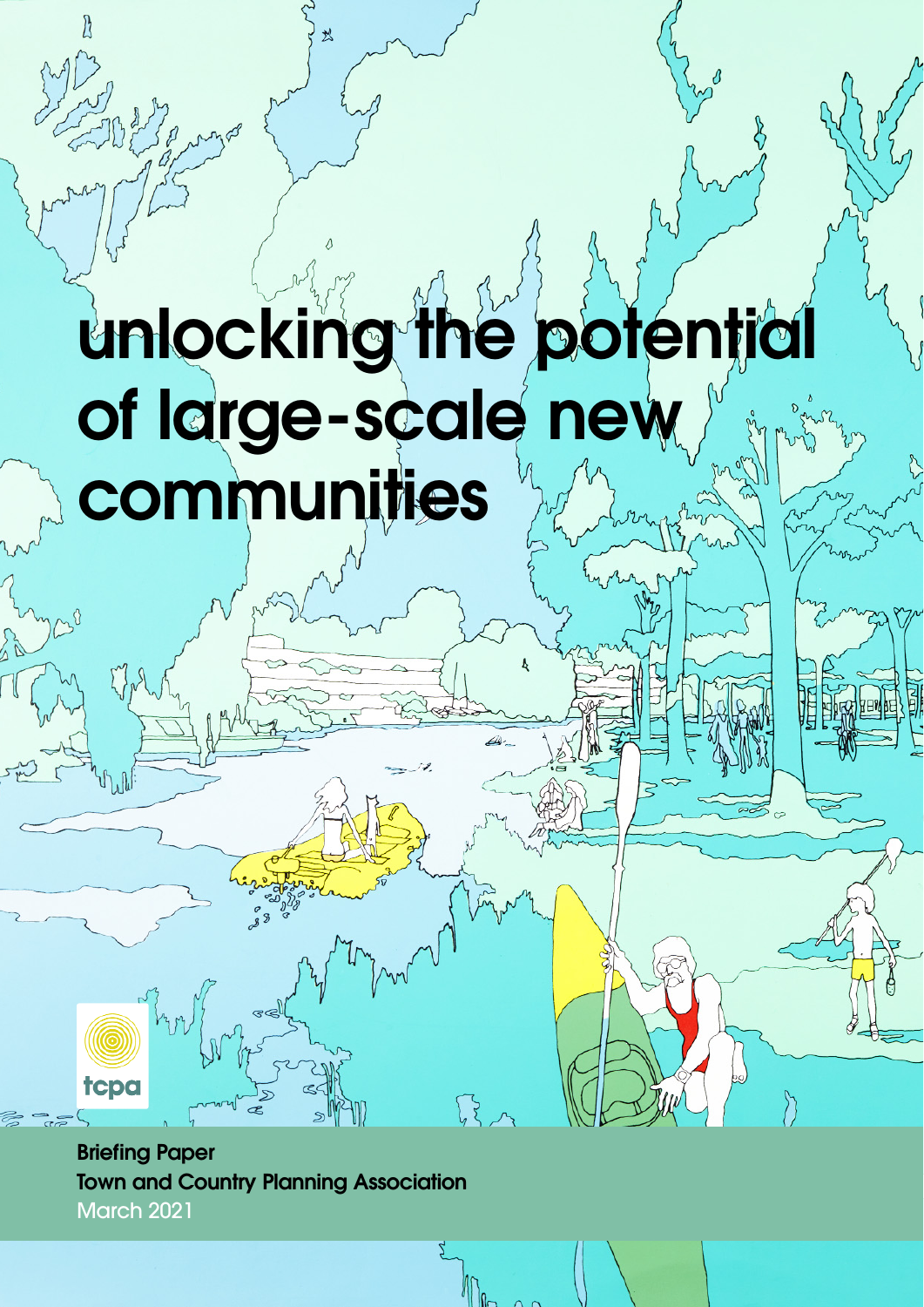# unlocking the potential of large-scale new communities

tcpa

**Briefing Paper**
**Town and Country Planning Association**
March 2021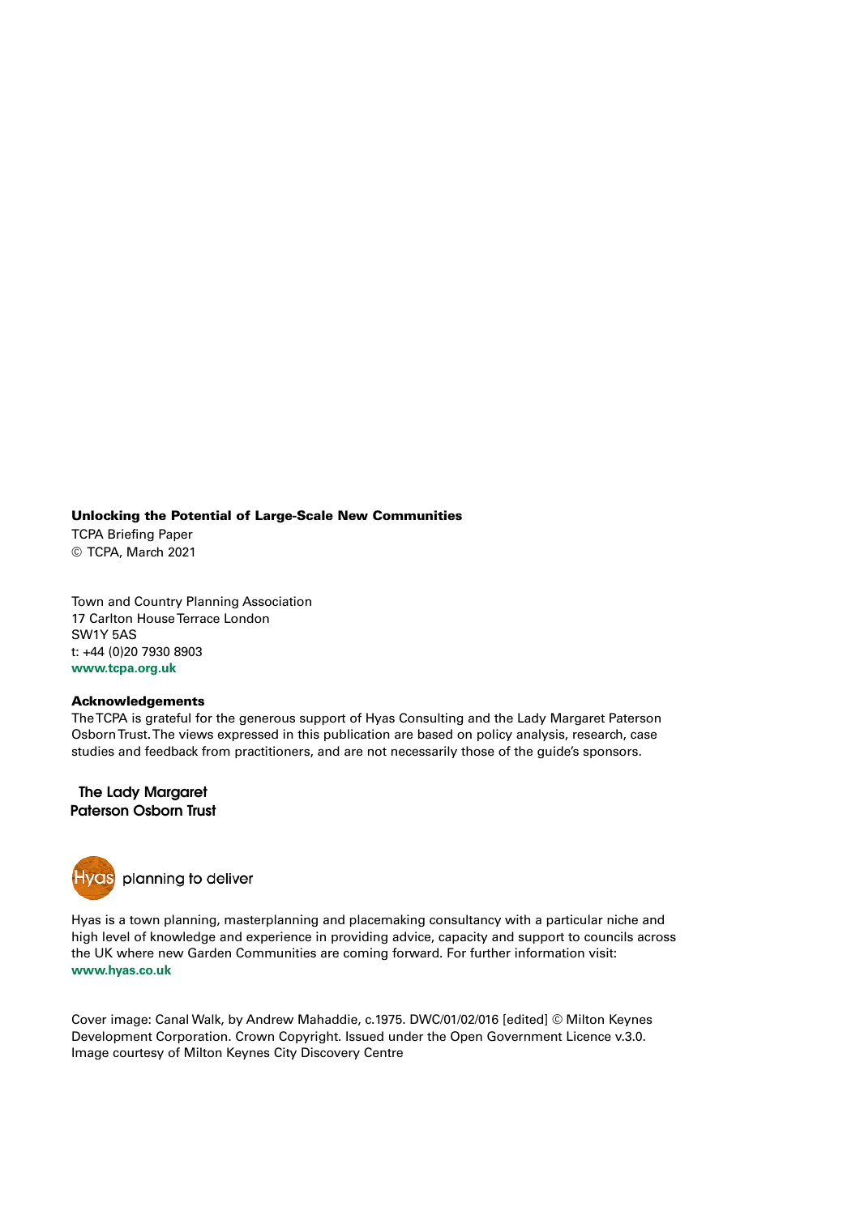**Unlocking the Potential of Large-Scale New Communities**

TCPA Briefing Paper
© TCPA, March 2021

Town and Country Planning Association
17 Carlton House Terrace London
SW1Y 5AS
t: +44 (0)20 7930 8903
www.tcpa.org.uk

**Acknowledgements**

The TCPA is grateful for the generous support of Hyas Consulting and the Lady Margaret Paterson Osborn Trust. The views expressed in this publication are based on policy analysis, research, case studies and feedback from practitioners, and are not necessarily those of the guide's sponsors.

The Lady Margaret Paterson Osborn Trust

Hyas planning to deliver

Hyas is a town planning, masterplanning and placemaking consultancy with a particular niche and high level of knowledge and experience in providing advice, capacity and support to councils across the UK where new Garden Communities are coming forward. For further information visit: www.hyas.co.uk

Cover image: Canal Walk, by Andrew Mahaddie, c.1975. DWC/01/02/016 [edited] © Milton Keynes Development Corporation. Crown Copyright. Issued under the Open Government Licence v.3.0. Image courtesy of Milton Keynes City Discovery Centre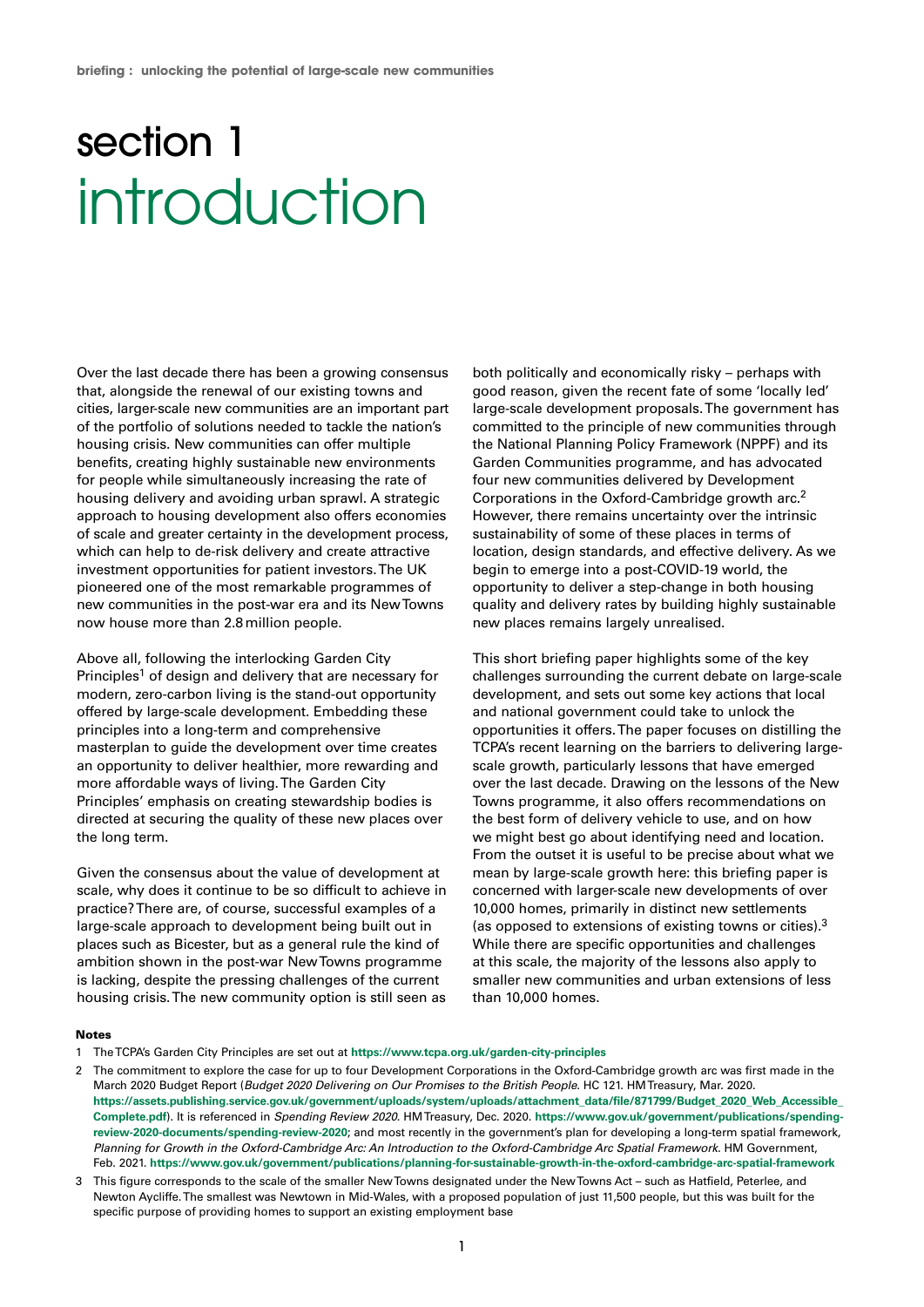# section 1
# introduction

Over the last decade there has been a growing consensus that, alongside the renewal of our existing towns and cities, larger-scale new communities are an important part of the portfolio of solutions needed to tackle the nation's housing crisis. New communities can offer multiple benefits, creating highly sustainable new environments for people while simultaneously increasing the rate of housing delivery and avoiding urban sprawl. A strategic approach to housing development also offers economies of scale and greater certainty in the development process, which can help to de-risk delivery and create attractive investment opportunities for patient investors. The UK pioneered one of the most remarkable programmes of new communities in the post-war era and its New Towns now house more than 2.8 million people.

Above all, following the interlocking Garden City Principles[1] of design and delivery that are necessary for modern, zero-carbon living is the stand-out opportunity offered by large-scale development. Embedding these principles into a long-term and comprehensive masterplan to guide the development over time creates an opportunity to deliver healthier, more rewarding and more affordable ways of living. The Garden City Principles' emphasis on creating stewardship bodies is directed at securing the quality of these new places over the long term.

Given the consensus about the value of development at scale, why does it continue to be so difficult to achieve in practice? There are, of course, successful examples of a large-scale approach to development being built out in places such as Bicester, but as a general rule the kind of ambition shown in the post-war New Towns programme is lacking, despite the pressing challenges of the current housing crisis. The new community option is still seen as both politically and economically risky – perhaps with good reason, given the recent fate of some 'locally led' large-scale development proposals. The government has committed to the principle of new communities through the National Planning Policy Framework (NPPF) and its Garden Communities programme, and has advocated four new communities delivered by Development Corporations in the Oxford-Cambridge growth arc.[2] However, there remains uncertainty over the intrinsic sustainability of some of these places in terms of location, design standards, and effective delivery. As we begin to emerge into a post-COVID-19 world, the opportunity to deliver a step-change in both housing quality and delivery rates by building highly sustainable new places remains largely unrealised.

This short briefing paper highlights some of the key challenges surrounding the current debate on large-scale development, and sets out some key actions that local and national government could take to unlock the opportunities it offers. The paper focuses on distilling the TCPA's recent learning on the barriers to delivering large-scale growth, particularly lessons that have emerged over the last decade. Drawing on the lessons of the New Towns programme, it also offers recommendations on the best form of delivery vehicle to use, and on how we might best go about identifying need and location. From the outset it is useful to be precise about what we mean by large-scale growth here: this briefing paper is concerned with larger-scale new developments of over 10,000 homes, primarily in distinct new settlements (as opposed to extensions of existing towns or cities).[3] While there are specific opportunities and challenges at this scale, the majority of the lessons also apply to smaller new communities and urban extensions of less than 10,000 homes.

**Notes**

1. The TCPA's Garden City Principles are set out at **https://www.tcpa.org.uk/garden-city-principles**
2. The commitment to explore the case for up to four Development Corporations in the Oxford-Cambridge growth arc was first made in the March 2020 Budget Report (*Budget 2020 Delivering on Our Promises to the British People*. HC 121. HM Treasury, Mar. 2020. **https://assets.publishing.service.gov.uk/government/uploads/system/uploads/attachment_data/file/871799/Budget_2020_Web_Accessible_Complete.pdf**). It is referenced in *Spending Review 2020*. HM Treasury, Dec. 2020. **https://www.gov.uk/government/publications/spending-review-2020-documents/spending-review-2020**; and most recently in the government's plan for developing a long-term spatial framework, *Planning for Growth in the Oxford-Cambridge Arc: An Introduction to the Oxford-Cambridge Arc Spatial Framework*. HM Government, Feb. 2021. **https://www.gov.uk/government/publications/planning-for-sustainable-growth-in-the-oxford-cambridge-arc-spatial-framework**
3. This figure corresponds to the scale of the smaller New Towns designated under the New Towns Act – such as Hatfield, Peterlee, and Newton Aycliffe. The smallest was Newtown in Mid-Wales, with a proposed population of just 11,500 people, but this was built for the specific purpose of providing homes to support an existing employment base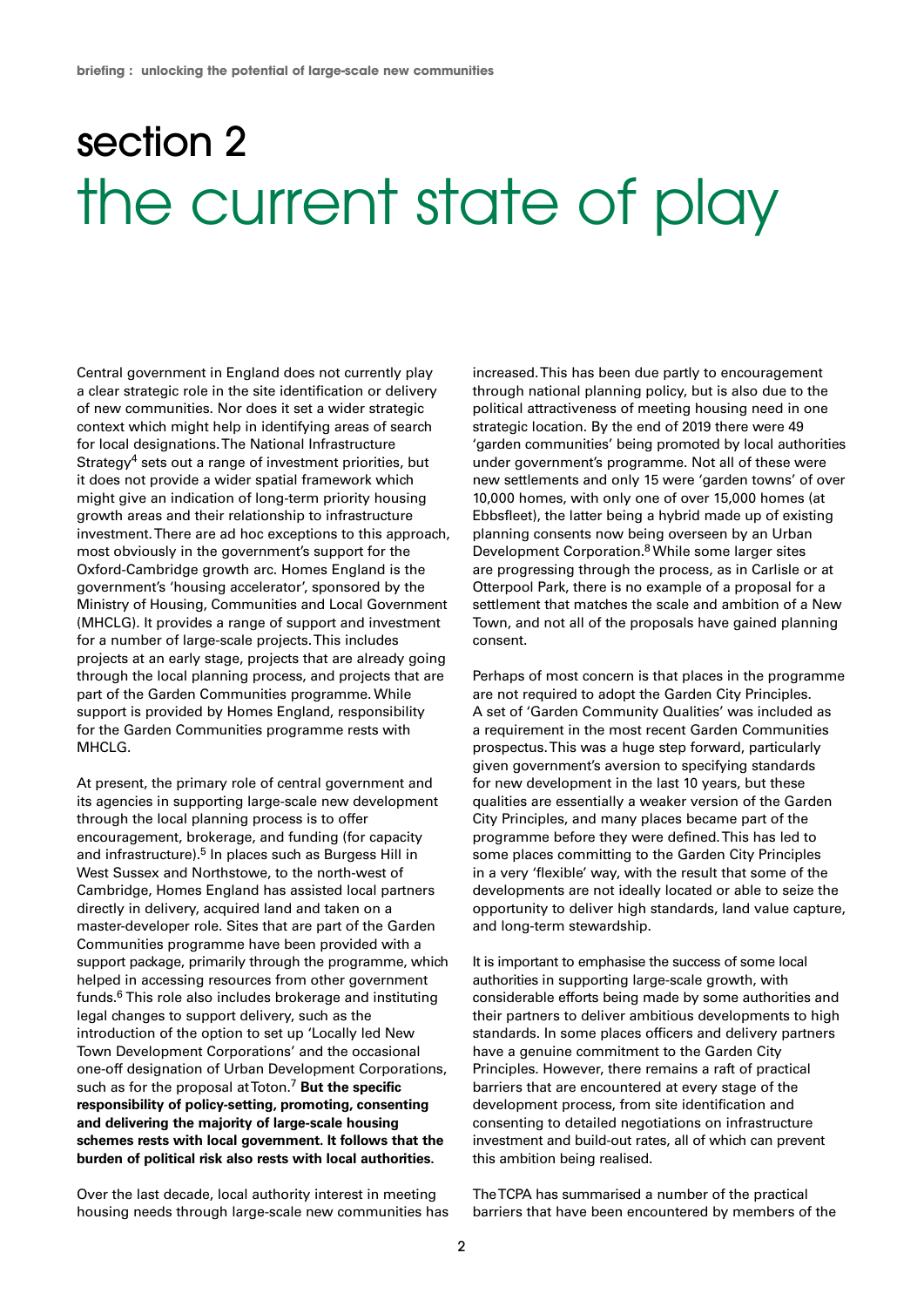# section 2 the current state of play

Central government in England does not currently play a clear strategic role in the site identification or delivery of new communities. Nor does it set a wider strategic context which might help in identifying areas of search for local designations. The National Infrastructure Strategy[4] sets out a range of investment priorities, but it does not provide a wider spatial framework which might give an indication of long-term priority housing growth areas and their relationship to infrastructure investment. There are ad hoc exceptions to this approach, most obviously in the government's support for the Oxford-Cambridge growth arc. Homes England is the government's 'housing accelerator', sponsored by the Ministry of Housing, Communities and Local Government (MHCLG). It provides a range of support and investment for a number of large-scale projects. This includes projects at an early stage, projects that are already going through the local planning process, and projects that are part of the Garden Communities programme. While support is provided by Homes England, responsibility for the Garden Communities programme rests with MHCLG.

At present, the primary role of central government and its agencies in supporting large-scale new development through the local planning process is to offer encouragement, brokerage, and funding (for capacity and infrastructure).[5] In places such as Burgess Hill in West Sussex and Northstowe, to the north-west of Cambridge, Homes England has assisted local partners directly in delivery, acquired land and taken on a master-developer role. Sites that are part of the Garden Communities programme have been provided with a support package, primarily through the programme, which helped in accessing resources from other government funds.[6] This role also includes brokerage and instituting legal changes to support delivery, such as the introduction of the option to set up 'Locally led New Town Development Corporations' and the occasional one-off designation of Urban Development Corporations, such as for the proposal at Toton.[7] **But the specific responsibility of policy-setting, promoting, consenting and delivering the majority of large-scale housing schemes rests with local government. It follows that the burden of political risk also rests with local authorities.**

Over the last decade, local authority interest in meeting housing needs through large-scale new communities has increased. This has been due partly to encouragement through national planning policy, but is also due to the political attractiveness of meeting housing need in one strategic location. By the end of 2019 there were 49 'garden communities' being promoted by local authorities under government's programme. Not all of these were new settlements and only 15 were 'garden towns' of over 10,000 homes, with only one of over 15,000 homes (at Ebbsfleet), the latter being a hybrid made up of existing planning consents now being overseen by an Urban Development Corporation.[8] While some larger sites are progressing through the process, as in Carlisle or at Otterpool Park, there is no example of a proposal for a settlement that matches the scale and ambition of a New Town, and not all of the proposals have gained planning consent.

Perhaps of most concern is that places in the programme are not required to adopt the Garden City Principles. A set of 'Garden Community Qualities' was included as a requirement in the most recent Garden Communities prospectus. This was a huge step forward, particularly given government's aversion to specifying standards for new development in the last 10 years, but these qualities are essentially a weaker version of the Garden City Principles, and many places became part of the programme before they were defined. This has led to some places committing to the Garden City Principles in a very 'flexible' way, with the result that some of the developments are not ideally located or able to seize the opportunity to deliver high standards, land value capture, and long-term stewardship.

It is important to emphasise the success of some local authorities in supporting large-scale growth, with considerable efforts being made by some authorities and their partners to deliver ambitious developments to high standards. In some places officers and delivery partners have a genuine commitment to the Garden City Principles. However, there remains a raft of practical barriers that are encountered at every stage of the development process, from site identification and consenting to detailed negotiations on infrastructure investment and build-out rates, all of which can prevent this ambition being realised.

The TCPA has summarised a number of the practical barriers that have been encountered by members of the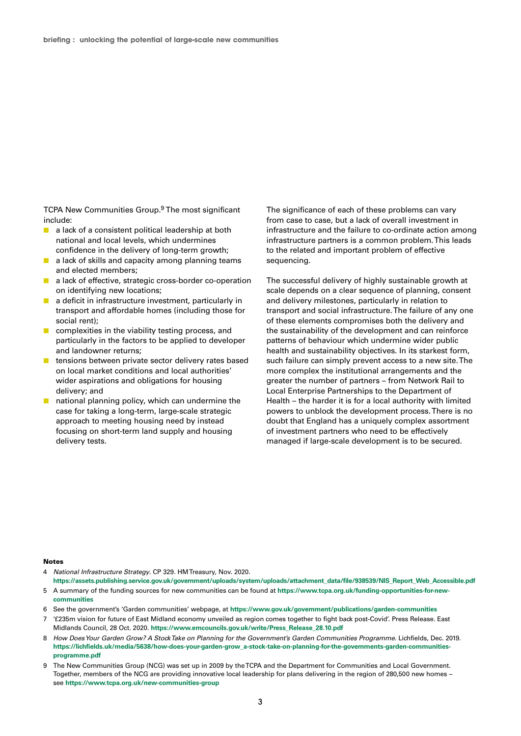TCPA New Communities Group.[9] The most significant include:

- a lack of a consistent political leadership at both national and local levels, which undermines confidence in the delivery of long-term growth;
- a lack of skills and capacity among planning teams and elected members;
- a lack of effective, strategic cross-border co-operation on identifying new locations;
- a deficit in infrastructure investment, particularly in transport and affordable homes (including those for social rent);
- complexities in the viability testing process, and particularly in the factors to be applied to developer and landowner returns;
- tensions between private sector delivery rates based on local market conditions and local authorities' wider aspirations and obligations for housing delivery; and
- national planning policy, which can undermine the case for taking a long-term, large-scale strategic approach to meeting housing need by instead focusing on short-term land supply and housing delivery tests.

The significance of each of these problems can vary from case to case, but a lack of overall investment in infrastructure and the failure to co-ordinate action among infrastructure partners is a common problem. This leads to the related and important problem of effective sequencing.

The successful delivery of highly sustainable growth at scale depends on a clear sequence of planning, consent and delivery milestones, particularly in relation to transport and social infrastructure. The failure of any one of these elements compromises both the delivery and the sustainability of the development and can reinforce patterns of behaviour which undermine wider public health and sustainability objectives. In its starkest form, such failure can simply prevent access to a new site. The more complex the institutional arrangements and the greater the number of partners – from Network Rail to Local Enterprise Partnerships to the Department of Health – the harder it is for a local authority with limited powers to unblock the development process. There is no doubt that England has a uniquely complex assortment of investment partners who need to be effectively managed if large-scale development is to be secured.

**Notes**

4 *National Infrastructure Strategy*. CP 329. HM Treasury, Nov. 2020. **https://assets.publishing.service.gov.uk/government/uploads/system/uploads/attachment_data/file/938539/NIS_Report_Web_Accessible.pdf**

5 A summary of the funding sources for new communities can be found at **https://www.tcpa.org.uk/funding-opportunities-for-new-communities**

6 See the government's 'Garden communities' webpage, at **https://www.gov.uk/government/publications/garden-communities**

7 '£235m vision for future of East Midland economy unveiled as region comes together to fight back post-Covid'. Press Release. East Midlands Council, 28 Oct. 2020. **https://www.emcouncils.gov.uk/write/Press_Release_28.10.pdf**

8 *How Does Your Garden Grow? A Stock Take on Planning for the Government's Garden Communities Programme*. Lichfields, Dec. 2019. **https://lichfields.uk/media/5638/how-does-your-garden-grow_a-stock-take-on-planning-for-the-governments-garden-communities-programme.pdf**

9 The New Communities Group (NCG) was set up in 2009 by the TCPA and the Department for Communities and Local Government. Together, members of the NCG are providing innovative local leadership for plans delivering in the region of 280,500 new homes – see **https://www.tcpa.org.uk/new-communities-group**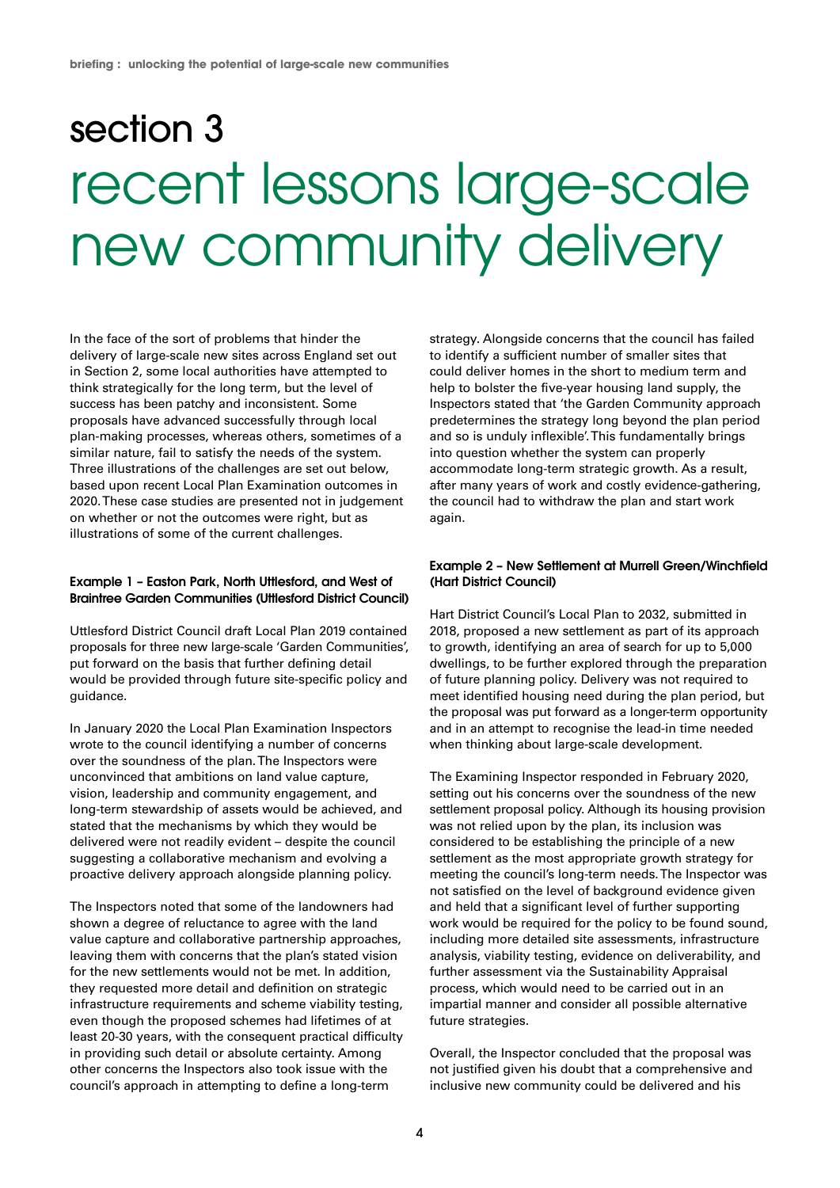# section 3

# recent lessons large-scale new community delivery

In the face of the sort of problems that hinder the delivery of large-scale new sites across England set out in Section 2, some local authorities have attempted to think strategically for the long term, but the level of success has been patchy and inconsistent. Some proposals have advanced successfully through local plan-making processes, whereas others, sometimes of a similar nature, fail to satisfy the needs of the system. Three illustrations of the challenges are set out below, based upon recent Local Plan Examination outcomes in 2020. These case studies are presented not in judgement on whether or not the outcomes were right, but as illustrations of some of the current challenges.

### Example 1 – Easton Park, North Uttlesford, and West of Braintree Garden Communities (Uttlesford District Council)

Uttlesford District Council draft Local Plan 2019 contained proposals for three new large-scale 'Garden Communities', put forward on the basis that further defining detail would be provided through future site-specific policy and guidance.

In January 2020 the Local Plan Examination Inspectors wrote to the council identifying a number of concerns over the soundness of the plan. The Inspectors were unconvinced that ambitions on land value capture, vision, leadership and community engagement, and long-term stewardship of assets would be achieved, and stated that the mechanisms by which they would be delivered were not readily evident – despite the council suggesting a collaborative mechanism and evolving a proactive delivery approach alongside planning policy.

The Inspectors noted that some of the landowners had shown a degree of reluctance to agree with the land value capture and collaborative partnership approaches, leaving them with concerns that the plan's stated vision for the new settlements would not be met. In addition, they requested more detail and definition on strategic infrastructure requirements and scheme viability testing, even though the proposed schemes had lifetimes of at least 20-30 years, with the consequent practical difficulty in providing such detail or absolute certainty. Among other concerns the Inspectors also took issue with the council's approach in attempting to define a long-term strategy. Alongside concerns that the council has failed to identify a sufficient number of smaller sites that could deliver homes in the short to medium term and help to bolster the five-year housing land supply, the Inspectors stated that 'the Garden Community approach predetermines the strategy long beyond the plan period and so is unduly inflexible'. This fundamentally brings into question whether the system can properly accommodate long-term strategic growth. As a result, after many years of work and costly evidence-gathering, the council had to withdraw the plan and start work again.

### Example 2 – New Settlement at Murrell Green/Winchfield (Hart District Council)

Hart District Council's Local Plan to 2032, submitted in 2018, proposed a new settlement as part of its approach to growth, identifying an area of search for up to 5,000 dwellings, to be further explored through the preparation of future planning policy. Delivery was not required to meet identified housing need during the plan period, but the proposal was put forward as a longer-term opportunity and in an attempt to recognise the lead-in time needed when thinking about large-scale development.

The Examining Inspector responded in February 2020, setting out his concerns over the soundness of the new settlement proposal policy. Although its housing provision was not relied upon by the plan, its inclusion was considered to be establishing the principle of a new settlement as the most appropriate growth strategy for meeting the council's long-term needs. The Inspector was not satisfied on the level of background evidence given and held that a significant level of further supporting work would be required for the policy to be found sound, including more detailed site assessments, infrastructure analysis, viability testing, evidence on deliverability, and further assessment via the Sustainability Appraisal process, which would need to be carried out in an impartial manner and consider all possible alternative future strategies.

Overall, the Inspector concluded that the proposal was not justified given his doubt that a comprehensive and inclusive new community could be delivered and his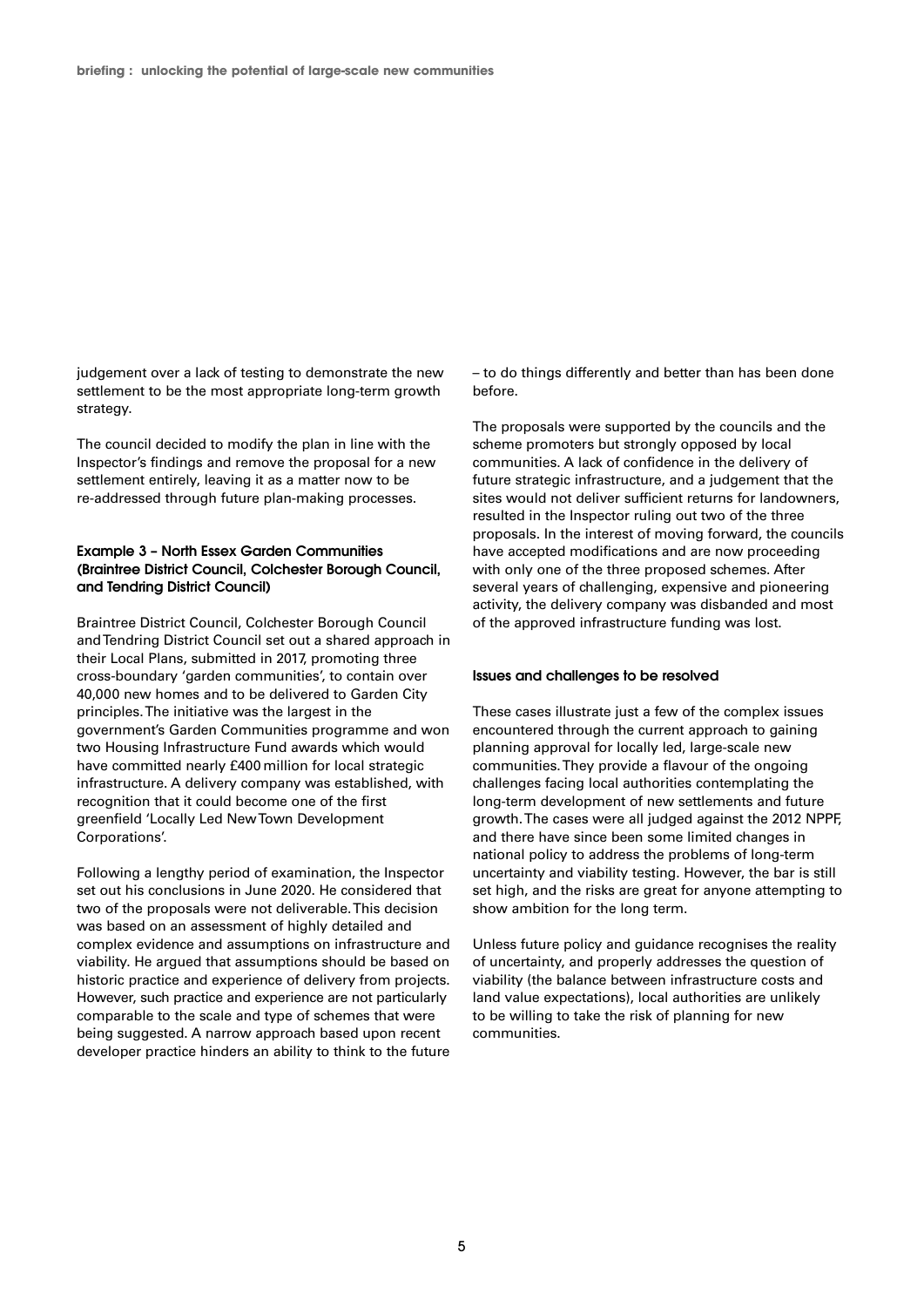judgement over a lack of testing to demonstrate the new settlement to be the most appropriate long-term growth strategy.

The council decided to modify the plan in line with the Inspector's findings and remove the proposal for a new settlement entirely, leaving it as a matter now to be re-addressed through future plan-making processes.

### Example 3 – North Essex Garden Communities (Braintree District Council, Colchester Borough Council, and Tendring District Council)

Braintree District Council, Colchester Borough Council and Tendring District Council set out a shared approach in their Local Plans, submitted in 2017, promoting three cross-boundary 'garden communities', to contain over 40,000 new homes and to be delivered to Garden City principles. The initiative was the largest in the government's Garden Communities programme and won two Housing Infrastructure Fund awards which would have committed nearly £400 million for local strategic infrastructure. A delivery company was established, with recognition that it could become one of the first greenfield 'Locally Led New Town Development Corporations'.

Following a lengthy period of examination, the Inspector set out his conclusions in June 2020. He considered that two of the proposals were not deliverable. This decision was based on an assessment of highly detailed and complex evidence and assumptions on infrastructure and viability. He argued that assumptions should be based on historic practice and experience of delivery from projects. However, such practice and experience are not particularly comparable to the scale and type of schemes that were being suggested. A narrow approach based upon recent developer practice hinders an ability to think to the future – to do things differently and better than has been done before.

The proposals were supported by the councils and the scheme promoters but strongly opposed by local communities. A lack of confidence in the delivery of future strategic infrastructure, and a judgement that the sites would not deliver sufficient returns for landowners, resulted in the Inspector ruling out two of the three proposals. In the interest of moving forward, the councils have accepted modifications and are now proceeding with only one of the three proposed schemes. After several years of challenging, expensive and pioneering activity, the delivery company was disbanded and most of the approved infrastructure funding was lost.

### Issues and challenges to be resolved

These cases illustrate just a few of the complex issues encountered through the current approach to gaining planning approval for locally led, large-scale new communities. They provide a flavour of the ongoing challenges facing local authorities contemplating the long-term development of new settlements and future growth. The cases were all judged against the 2012 NPPF, and there have since been some limited changes in national policy to address the problems of long-term uncertainty and viability testing. However, the bar is still set high, and the risks are great for anyone attempting to show ambition for the long term.

Unless future policy and guidance recognises the reality of uncertainty, and properly addresses the question of viability (the balance between infrastructure costs and land value expectations), local authorities are unlikely to be willing to take the risk of planning for new communities.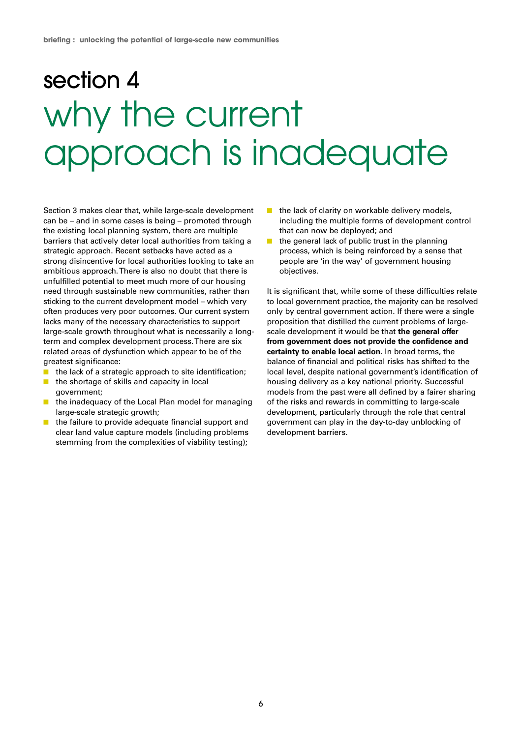# section 4

## why the current approach is inadequate

Section 3 makes clear that, while large-scale development can be – and in some cases is being – promoted through the existing local planning system, there are multiple barriers that actively deter local authorities from taking a strategic approach. Recent setbacks have acted as a strong disincentive for local authorities looking to take an ambitious approach. There is also no doubt that there is unfulfilled potential to meet much more of our housing need through sustainable new communities, rather than sticking to the current development model – which very often produces very poor outcomes. Our current system lacks many of the necessary characteristics to support large-scale growth throughout what is necessarily a long-term and complex development process. There are six related areas of dysfunction which appear to be of the greatest significance:

- the lack of a strategic approach to site identification;
- the shortage of skills and capacity in local government;
- the inadequacy of the Local Plan model for managing large-scale strategic growth;
- the failure to provide adequate financial support and clear land value capture models (including problems stemming from the complexities of viability testing);
- the lack of clarity on workable delivery models, including the multiple forms of development control that can now be deployed; and
- the general lack of public trust in the planning process, which is being reinforced by a sense that people are 'in the way' of government housing objectives.

It is significant that, while some of these difficulties relate to local government practice, the majority can be resolved only by central government action. If there were a single proposition that distilled the current problems of large-scale development it would be that **the general offer from government does not provide the confidence and certainty to enable local action**. In broad terms, the balance of financial and political risks has shifted to the local level, despite national government's identification of housing delivery as a key national priority. Successful models from the past were all defined by a fairer sharing of the risks and rewards in committing to large-scale development, particularly through the role that central government can play in the day-to-day unblocking of development barriers.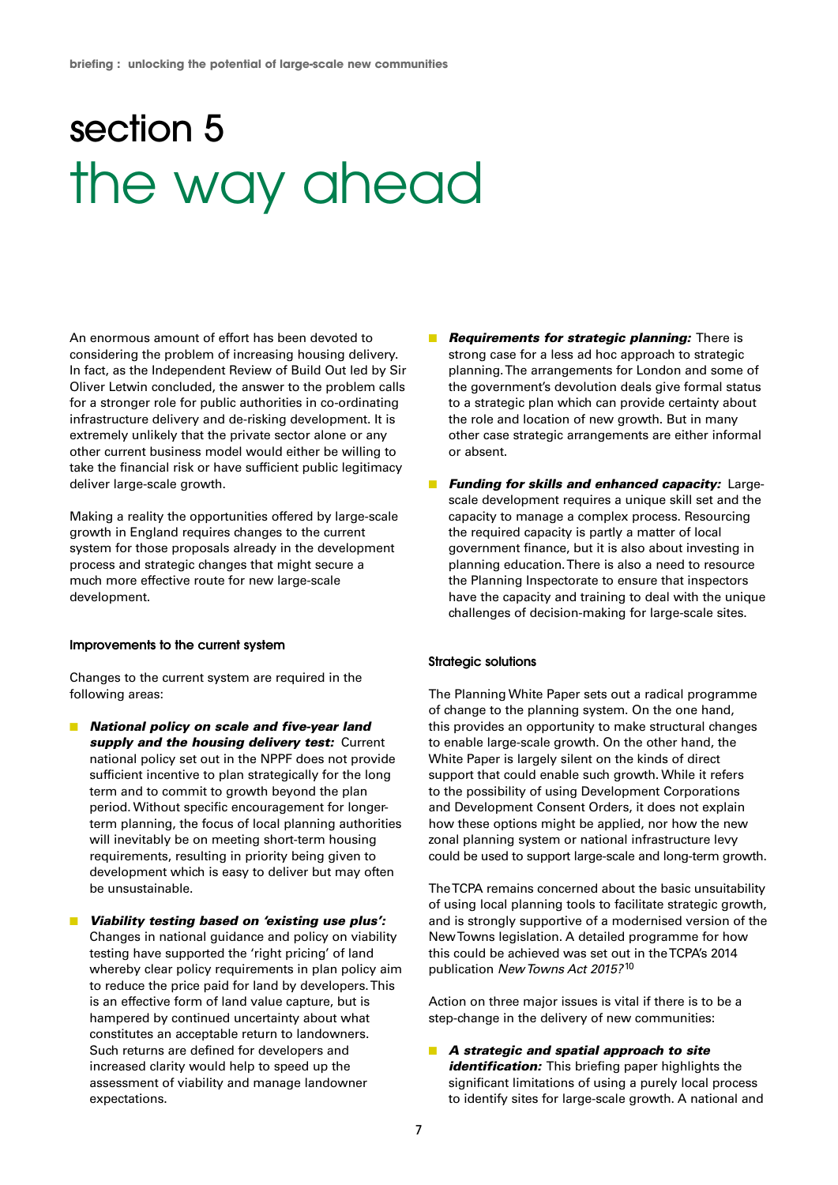# section 5
# the way ahead

An enormous amount of effort has been devoted to considering the problem of increasing housing delivery. In fact, as the Independent Review of Build Out led by Sir Oliver Letwin concluded, the answer to the problem calls for a stronger role for public authorities in co-ordinating infrastructure delivery and de-risking development. It is extremely unlikely that the private sector alone or any other current business model would either be willing to take the financial risk or have sufficient public legitimacy deliver large-scale growth.

Making a reality the opportunities offered by large-scale growth in England requires changes to the current system for those proposals already in the development process and strategic changes that might secure a much more effective route for new large-scale development.

### Improvements to the current system

Changes to the current system are required in the following areas:

- ***National policy on scale and five-year land supply and the housing delivery test:*** Current national policy set out in the NPPF does not provide sufficient incentive to plan strategically for the long term and to commit to growth beyond the plan period. Without specific encouragement for longer-term planning, the focus of local planning authorities will inevitably be on meeting short-term housing requirements, resulting in priority being given to development which is easy to deliver but may often be unsustainable.
- ***Viability testing based on 'existing use plus':*** Changes in national guidance and policy on viability testing have supported the 'right pricing' of land whereby clear policy requirements in plan policy aim to reduce the price paid for land by developers. This is an effective form of land value capture, but is hampered by continued uncertainty about what constitutes an acceptable return to landowners. Such returns are defined for developers and increased clarity would help to speed up the assessment of viability and manage landowner expectations.
- ***Requirements for strategic planning:*** There is strong case for a less ad hoc approach to strategic planning. The arrangements for London and some of the government's devolution deals give formal status to a strategic plan which can provide certainty about the role and location of new growth. But in many other case strategic arrangements are either informal or absent.
- ***Funding for skills and enhanced capacity:*** Large-scale development requires a unique skill set and the capacity to manage a complex process. Resourcing the required capacity is partly a matter of local government finance, but it is also about investing in planning education. There is also a need to resource the Planning Inspectorate to ensure that inspectors have the capacity and training to deal with the unique challenges of decision-making for large-scale sites.

### Strategic solutions

The Planning White Paper sets out a radical programme of change to the planning system. On the one hand, this provides an opportunity to make structural changes to enable large-scale growth. On the other hand, the White Paper is largely silent on the kinds of direct support that could enable such growth. While it refers to the possibility of using Development Corporations and Development Consent Orders, it does not explain how these options might be applied, nor how the new zonal planning system or national infrastructure levy could be used to support large-scale and long-term growth.

The TCPA remains concerned about the basic unsuitability of using local planning tools to facilitate strategic growth, and is strongly supportive of a modernised version of the New Towns legislation. A detailed programme for how this could be achieved was set out in the TCPA's 2014 publication *New Towns Act 2015?*[10]

Action on three major issues is vital if there is to be a step-change in the delivery of new communities:

- ***A strategic and spatial approach to site identification:*** This briefing paper highlights the significant limitations of using a purely local process to identify sites for large-scale growth. A national and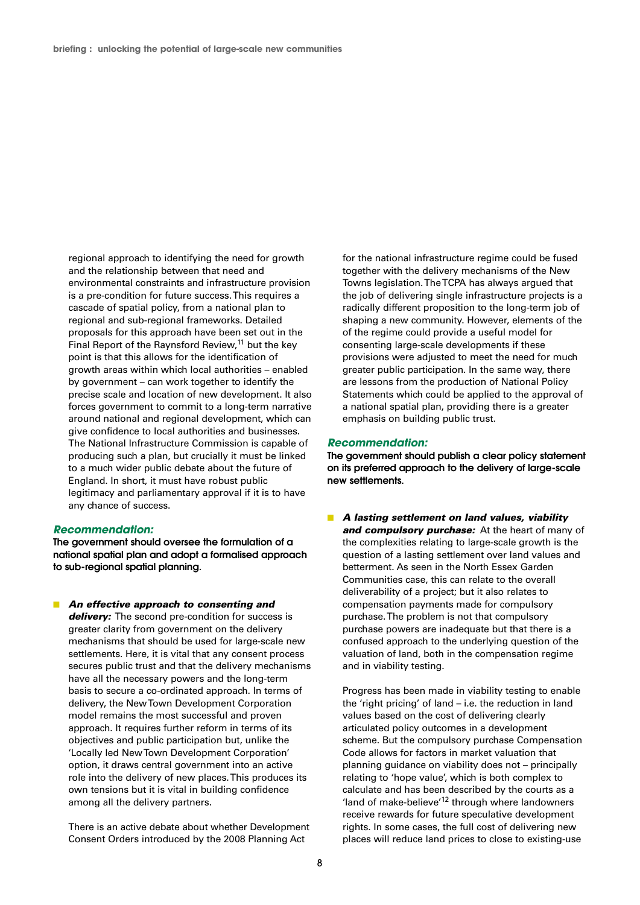regional approach to identifying the need for growth and the relationship between that need and environmental constraints and infrastructure provision is a pre-condition for future success. This requires a cascade of spatial policy, from a national plan to regional and sub-regional frameworks. Detailed proposals for this approach have been set out in the Final Report of the Raynsford Review,[11] but the key point is that this allows for the identification of growth areas within which local authorities – enabled by government – can work together to identify the precise scale and location of new development. It also forces government to commit to a long-term narrative around national and regional development, which can give confidence to local authorities and businesses. The National Infrastructure Commission is capable of producing such a plan, but crucially it must be linked to a much wider public debate about the future of England. In short, it must have robust public legitimacy and parliamentary approval if it is to have any chance of success.

***Recommendation:***

**The government should oversee the formulation of a national spatial plan and adopt a formalised approach to sub-regional spatial planning.**

- ***An effective approach to consenting and delivery:*** The second pre-condition for success is greater clarity from government on the delivery mechanisms that should be used for large-scale new settlements. Here, it is vital that any consent process secures public trust and that the delivery mechanisms have all the necessary powers and the long-term basis to secure a co-ordinated approach. In terms of delivery, the New Town Development Corporation model remains the most successful and proven approach. It requires further reform in terms of its objectives and public participation but, unlike the 'Locally led New Town Development Corporation' option, it draws central government into an active role into the delivery of new places. This produces its own tensions but it is vital in building confidence among all the delivery partners.

  There is an active debate about whether Development Consent Orders introduced by the 2008 Planning Act for the national infrastructure regime could be fused together with the delivery mechanisms of the New Towns legislation. The TCPA has always argued that the job of delivering single infrastructure projects is a radically different proposition to the long-term job of shaping a new community. However, elements of the of the regime could provide a useful model for consenting large-scale developments if these provisions were adjusted to meet the need for much greater public participation. In the same way, there are lessons from the production of National Policy Statements which could be applied to the approval of a national spatial plan, providing there is a greater emphasis on building public trust.

***Recommendation:***

**The government should publish a clear policy statement on its preferred approach to the delivery of large-scale new settlements.**

- ***A lasting settlement on land values, viability and compulsory purchase:*** At the heart of many of the complexities relating to large-scale growth is the question of a lasting settlement over land values and betterment. As seen in the North Essex Garden Communities case, this can relate to the overall deliverability of a project; but it also relates to compensation payments made for compulsory purchase. The problem is not that compulsory purchase powers are inadequate but that there is a confused approach to the underlying question of the valuation of land, both in the compensation regime and in viability testing.

  Progress has been made in viability testing to enable the 'right pricing' of land – i.e. the reduction in land values based on the cost of delivering clearly articulated policy outcomes in a development scheme. But the compulsory purchase Compensation Code allows for factors in market valuation that planning guidance on viability does not – principally relating to 'hope value', which is both complex to calculate and has been described by the courts as a 'land of make-believe'[12] through where landowners receive rewards for future speculative development rights. In some cases, the full cost of delivering new places will reduce land prices to close to existing-use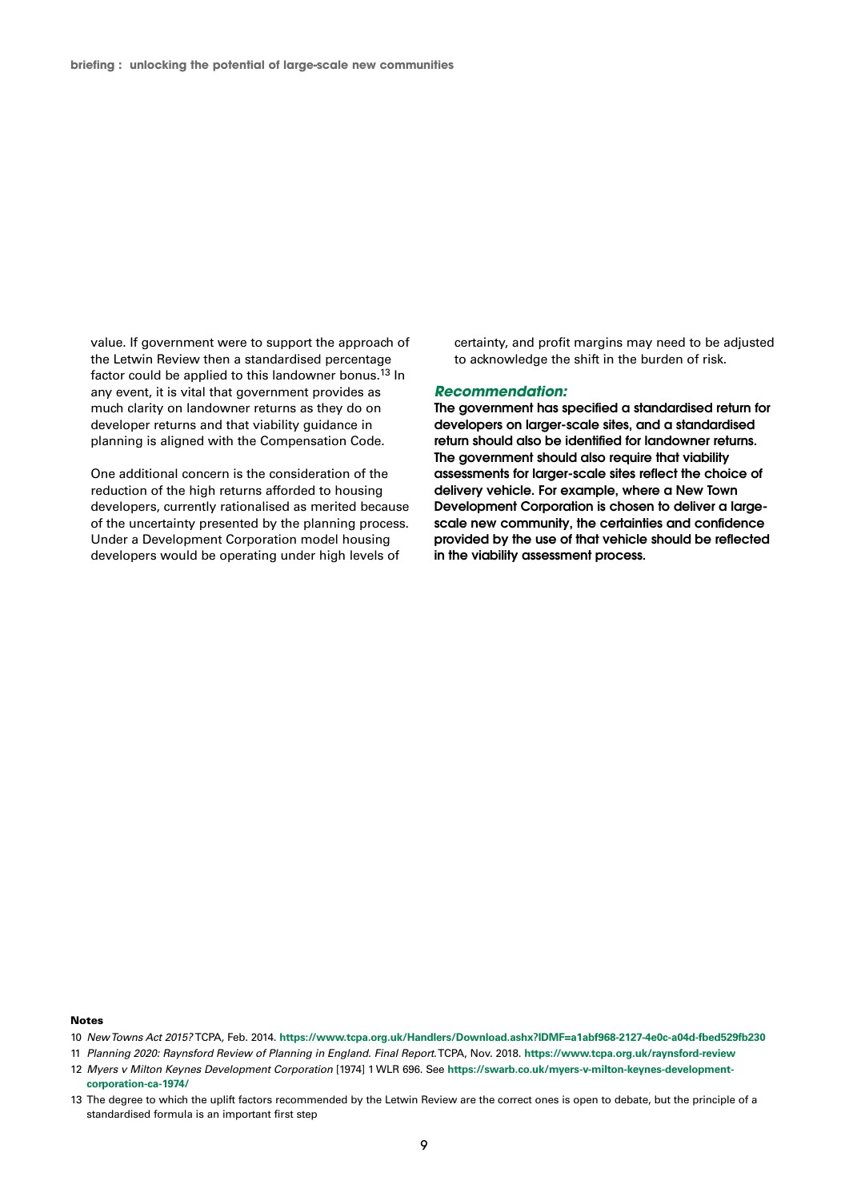value. If government were to support the approach of the Letwin Review then a standardised percentage factor could be applied to this landowner bonus.[13] In any event, it is vital that government provides as much clarity on landowner returns as they do on developer returns and that viability guidance in planning is aligned with the Compensation Code.

One additional concern is the consideration of the reduction of the high returns afforded to housing developers, currently rationalised as merited because of the uncertainty presented by the planning process. Under a Development Corporation model housing developers would be operating under high levels of certainty, and profit margins may need to be adjusted to acknowledge the shift in the burden of risk.

***Recommendation:***

**The government has specified a standardised return for developers on larger-scale sites, and a standardised return should also be identified for landowner returns. The government should also require that viability assessments for larger-scale sites reflect the choice of delivery vehicle. For example, where a New Town Development Corporation is chosen to deliver a large-scale new community, the certainties and confidence provided by the use of that vehicle should be reflected in the viability assessment process.**

**Notes**

10 *New Towns Act 2015?* TCPA, Feb. 2014. **https://www.tcpa.org.uk/Handlers/Download.ashx?IDMF=a1abf968-2127-4e0c-a04d-fbed529fb230**

11 *Planning 2020: Raynsford Review of Planning in England. Final Report.* TCPA, Nov. 2018. **https://www.tcpa.org.uk/raynsford-review**

12 *Myers v Milton Keynes Development Corporation* [1974] 1 WLR 696. See **https://swarb.co.uk/myers-v-milton-keynes-development-corporation-ca-1974/**

13 The degree to which the uplift factors recommended by the Letwin Review are the correct ones is open to debate, but the principle of a standardised formula is an important first step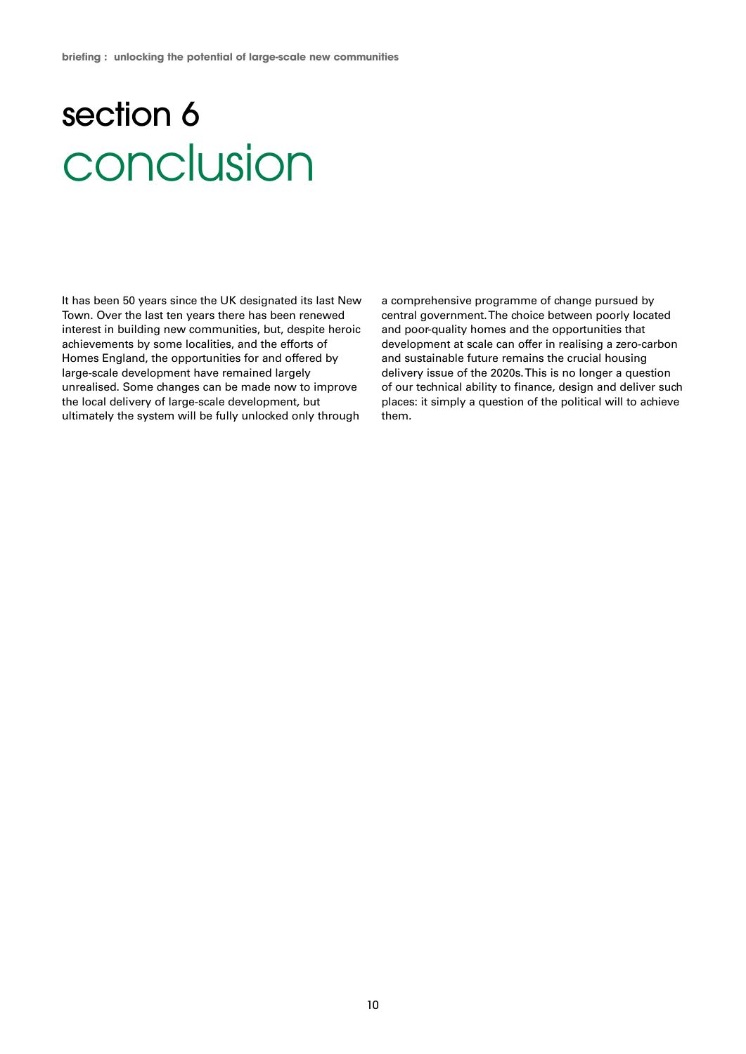# section 6 conclusion

It has been 50 years since the UK designated its last New Town. Over the last ten years there has been renewed interest in building new communities, but, despite heroic achievements by some localities, and the efforts of Homes England, the opportunities for and offered by large-scale development have remained largely unrealised. Some changes can be made now to improve the local delivery of large-scale development, but ultimately the system will be fully unlocked only through a comprehensive programme of change pursued by central government. The choice between poorly located and poor-quality homes and the opportunities that development at scale can offer in realising a zero-carbon and sustainable future remains the crucial housing delivery issue of the 2020s. This is no longer a question of our technical ability to finance, design and deliver such places: it simply a question of the political will to achieve them.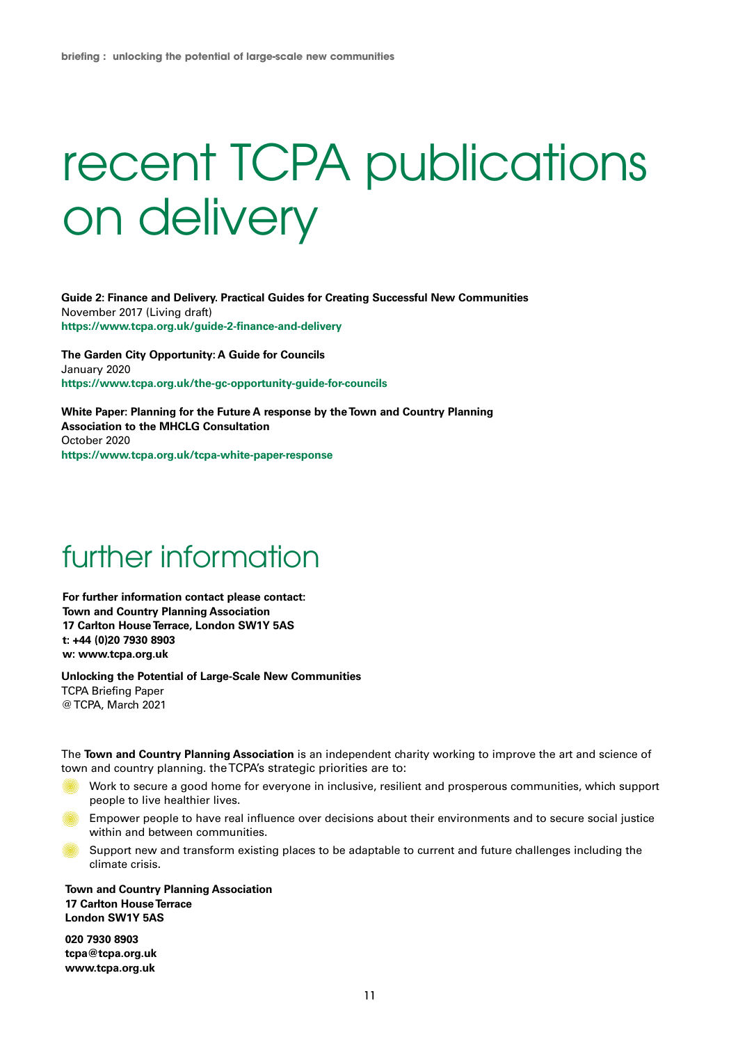# recent TCPA publications on delivery

**Guide 2: Finance and Delivery. Practical Guides for Creating Successful New Communities**
November 2017 (Living draft)
**https://www.tcpa.org.uk/guide-2-finance-and-delivery**

**The Garden City Opportunity: A Guide for Councils**
January 2020
**https://www.tcpa.org.uk/the-gc-opportunity-guide-for-councils**

**White Paper: Planning for the Future A response by the Town and Country Planning Association to the MHCLG Consultation**
October 2020
**https://www.tcpa.org.uk/tcpa-white-paper-response**

# further information

**For further information contact please contact:**
**Town and Country Planning Association**
**17 Carlton House Terrace, London SW1Y 5AS**
**t: +44 (0)20 7930 8903**
**w: www.tcpa.org.uk**

**Unlocking the Potential of Large-Scale New Communities**
TCPA Briefing Paper
@ TCPA, March 2021

The **Town and Country Planning Association** is an independent charity working to improve the art and science of town and country planning. the TCPA's strategic priorities are to:

- Work to secure a good home for everyone in inclusive, resilient and prosperous communities, which support people to live healthier lives.
- Empower people to have real influence over decisions about their environments and to secure social justice within and between communities.
- Support new and transform existing places to be adaptable to current and future challenges including the climate crisis.

**Town and Country Planning Association**
**17 Carlton House Terrace**
**London SW1Y 5AS**

**020 7930 8903**
**tcpa@tcpa.org.uk**
**www.tcpa.org.uk**